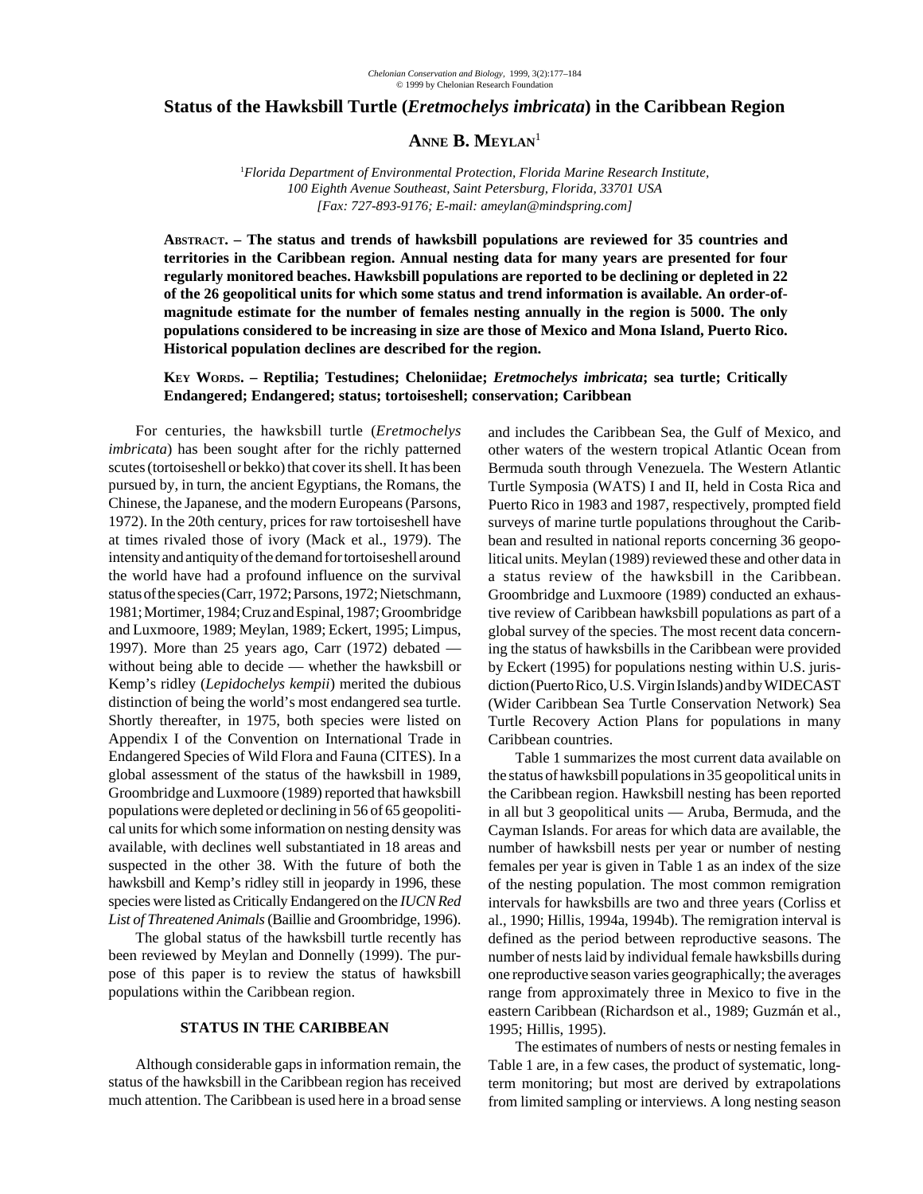// Status of the Hawksbill Turtle (*Eretmochelys imbricata*) in the Caribbean Region

**Anne B. Meylan**[1]

[1]*Florida Department of Environmental Protection, Florida Marine Research Institute, 100 Eighth Avenue Southeast, Saint Petersburg, Florida, 33701 USA [Fax: 727-893-9176; E-mail: ameylan@mindspring.com]*

**Abstract. – The status and trends of hawksbill populations are reviewed for 35 countries and territories in the Caribbean region. Annual nesting data for many years are presented for four regularly monitored beaches. Hawksbill populations are reported to be declining or depleted in 22 of the 26 geopolitical units for which some status and trend information is available. An order-of-magnitude estimate for the number of females nesting annually in the region is 5000. The only populations considered to be increasing in size are those of Mexico and Mona Island, Puerto Rico. Historical population declines are described for the region.**

**Key Words. – Reptilia; Testudines; Cheloniidae; *Eretmochelys imbricata*; sea turtle; Critically Endangered; Endangered; status; tortoiseshell; conservation; Caribbean**

For centuries, the hawksbill turtle (*Eretmochelys imbricata*) has been sought after for the richly patterned scutes (tortoiseshell or bekko) that cover its shell. It has been pursued by, in turn, the ancient Egyptians, the Romans, the Chinese, the Japanese, and the modern Europeans (Parsons, 1972). In the 20th century, prices for raw tortoiseshell have at times rivaled those of ivory (Mack et al., 1979). The intensity and antiquity of the demand for tortoiseshell around the world have had a profound influence on the survival status of the species (Carr, 1972; Parsons, 1972; Nietschmann, 1981; Mortimer, 1984; Cruz and Espinal, 1987; Groombridge and Luxmoore, 1989; Meylan, 1989; Eckert, 1995; Limpus, 1997). More than 25 years ago, Carr (1972) debated — without being able to decide — whether the hawksbill or Kemp's ridley (*Lepidochelys kempii*) merited the dubious distinction of being the world's most endangered sea turtle. Shortly thereafter, in 1975, both species were listed on Appendix I of the Convention on International Trade in Endangered Species of Wild Flora and Fauna (CITES). In a global assessment of the status of the hawksbill in 1989, Groombridge and Luxmoore (1989) reported that hawksbill populations were depleted or declining in 56 of 65 geopolitical units for which some information on nesting density was available, with declines well substantiated in 18 areas and suspected in the other 38. With the future of both the hawksbill and Kemp's ridley still in jeopardy in 1996, these species were listed as Critically Endangered on the *IUCN Red List of Threatened Animals* (Baillie and Groombridge, 1996).

The global status of the hawksbill turtle recently has been reviewed by Meylan and Donnelly (1999). The purpose of this paper is to review the status of hawksbill populations within the Caribbean region.

## STATUS IN THE CARIBBEAN

Although considerable gaps in information remain, the status of the hawksbill in the Caribbean region has received much attention. The Caribbean is used here in a broad sense and includes the Caribbean Sea, the Gulf of Mexico, and other waters of the western tropical Atlantic Ocean from Bermuda south through Venezuela. The Western Atlantic Turtle Symposia (WATS) I and II, held in Costa Rica and Puerto Rico in 1983 and 1987, respectively, prompted field surveys of marine turtle populations throughout the Caribbean and resulted in national reports concerning 36 geopolitical units. Meylan (1989) reviewed these and other data in a status review of the hawksbill in the Caribbean. Groombridge and Luxmoore (1989) conducted an exhaustive review of Caribbean hawksbill populations as part of a global survey of the species. The most recent data concerning the status of hawksbills in the Caribbean were provided by Eckert (1995) for populations nesting within U.S. jurisdiction (Puerto Rico, U.S. Virgin Islands) and by WIDECAST (Wider Caribbean Sea Turtle Conservation Network) Sea Turtle Recovery Action Plans for populations in many Caribbean countries.

Table 1 summarizes the most current data available on the status of hawksbill populations in 35 geopolitical units in the Caribbean region. Hawksbill nesting has been reported in all but 3 geopolitical units — Aruba, Bermuda, and the Cayman Islands. For areas for which data are available, the number of hawksbill nests per year or number of nesting females per year is given in Table 1 as an index of the size of the nesting population. The most common remigration intervals for hawksbills are two and three years (Corliss et al., 1990; Hillis, 1994a, 1994b). The remigration interval is defined as the period between reproductive seasons. The number of nests laid by individual female hawksbills during one reproductive season varies geographically; the averages range from approximately three in Mexico to five in the eastern Caribbean (Richardson et al., 1989; Guzmán et al., 1995; Hillis, 1995).

The estimates of numbers of nests or nesting females in Table 1 are, in a few cases, the product of systematic, long-term monitoring; but most are derived by extrapolations from limited sampling or interviews. A long nesting season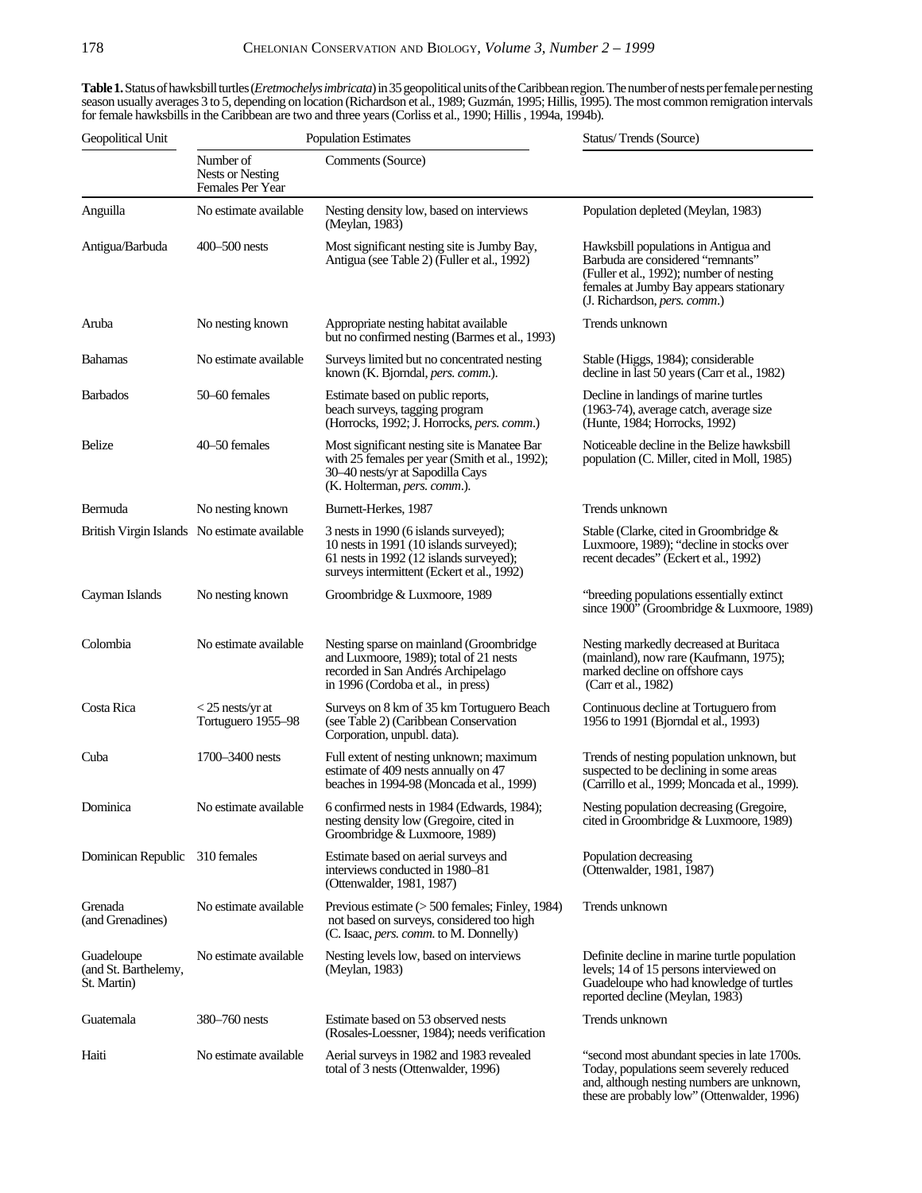**Table 1.** Status of hawksbill turtles (*Eretmochelys imbricata*) in 35 geopolitical units of the Caribbean region. The number of nests per female per nesting season usually averages 3 to 5, depending on location (Richardson et al., 1989; Guzmán, 1995; Hillis, 1995). The most common remigration intervals for female hawksbills in the Caribbean are two and three years (Corliss et al., 1990; Hillis , 1994a, 1994b).

| Geopolitical Unit | Population Estimates | | Status/ Trends (Source) |
|---|---|---|---|
| | Number of Nests or Nesting Females Per Year | Comments (Source) | |
| Anguilla | No estimate available | Nesting density low, based on interviews (Meylan, 1983) | Population depleted (Meylan, 1983) |
| Antigua/Barbuda | 400–500 nests | Most significant nesting site is Jumby Bay, Antigua (see Table 2) (Fuller et al., 1992) | Hawksbill populations in Antigua and Barbuda are considered "remnants" (Fuller et al., 1992); number of nesting females at Jumby Bay appears stationary (J. Richardson, *pers. comm.*) |
| Aruba | No nesting known | Appropriate nesting habitat available but no confirmed nesting (Barmes et al., 1993) | Trends unknown |
| Bahamas | No estimate available | Surveys limited but no concentrated nesting known (K. Bjorndal, *pers. comm.*). | Stable (Higgs, 1984); considerable decline in last 50 years (Carr et al., 1982) |
| Barbados | 50–60 females | Estimate based on public reports, beach surveys, tagging program (Horrocks, 1992; J. Horrocks, *pers. comm.*) | Decline in landings of marine turtles (1963-74), average catch, average size (Hunte, 1984; Horrocks, 1992) |
| Belize | 40–50 females | Most significant nesting site is Manatee Bar with 25 females per year (Smith et al., 1992); 30–40 nests/yr at Sapodilla Cays (K. Holterman, *pers. comm.*). | Noticeable decline in the Belize hawksbill population (C. Miller, cited in Moll, 1985) |
| Bermuda | No nesting known | Burnett-Herkes, 1987 | Trends unknown |
| British Virgin Islands | No estimate available | 3 nests in 1990 (6 islands surveyed); 10 nests in 1991 (10 islands surveyed); 61 nests in 1992 (12 islands surveyed); surveys intermittent (Eckert et al., 1992) | Stable (Clarke, cited in Groombridge & Luxmoore, 1989); "decline in stocks over recent decades" (Eckert et al., 1992) |
| Cayman Islands | No nesting known | Groombridge & Luxmoore, 1989 | "breeding populations essentially extinct since 1900" (Groombridge & Luxmoore, 1989) |
| Colombia | No estimate available | Nesting sparse on mainland (Groombridge and Luxmoore, 1989); total of 21 nests recorded in San Andrés Archipelago in 1996 (Cordoba et al., in press) | Nesting markedly decreased at Buritaca (mainland), now rare (Kaufmann, 1975); marked decline on offshore cays (Carr et al., 1982) |
| Costa Rica | < 25 nests/yr at Tortuguero 1955–98 | Surveys on 8 km of 35 km Tortuguero Beach (see Table 2) (Caribbean Conservation Corporation, unpubl. data). | Continuous decline at Tortuguero from 1956 to 1991 (Bjorndal et al., 1993) |
| Cuba | 1700–3400 nests | Full extent of nesting unknown; maximum estimate of 409 nests annually on 47 beaches in 1994-98 (Moncada et al., 1999) | Trends of nesting population unknown, but suspected to be declining in some areas (Carrillo et al., 1999; Moncada et al., 1999). |
| Dominica | No estimate available | 6 confirmed nests in 1984 (Edwards, 1984); nesting density low (Gregoire, cited in Groombridge & Luxmoore, 1989) | Nesting population decreasing (Gregoire, cited in Groombridge & Luxmoore, 1989) |
| Dominican Republic | 310 females | Estimate based on aerial surveys and interviews conducted in 1980–81 (Ottenwalder, 1981, 1987) | Population decreasing (Ottenwalder, 1981, 1987) |
| Grenada (and Grenadines) | No estimate available | Previous estimate (> 500 females; Finley, 1984) not based on surveys, considered too high (C. Isaac, *pers. comm.* to M. Donnelly) | Trends unknown |
| Guadeloupe (and St. Barthelemy, St. Martin) | No estimate available | Nesting levels low, based on interviews (Meylan, 1983) | Definite decline in marine turtle population levels; 14 of 15 persons interviewed on Guadeloupe who had knowledge of turtles reported decline (Meylan, 1983) |
| Guatemala | 380–760 nests | Estimate based on 53 observed nests (Rosales-Loessner, 1984); needs verification | Trends unknown |
| Haiti | No estimate available | Aerial surveys in 1982 and 1983 revealed total of 3 nests (Ottenwalder, 1996) | "second most abundant species in late 1700s. Today, populations seem severely reduced and, although nesting numbers are unknown, these are probably low" (Ottenwalder, 1996) |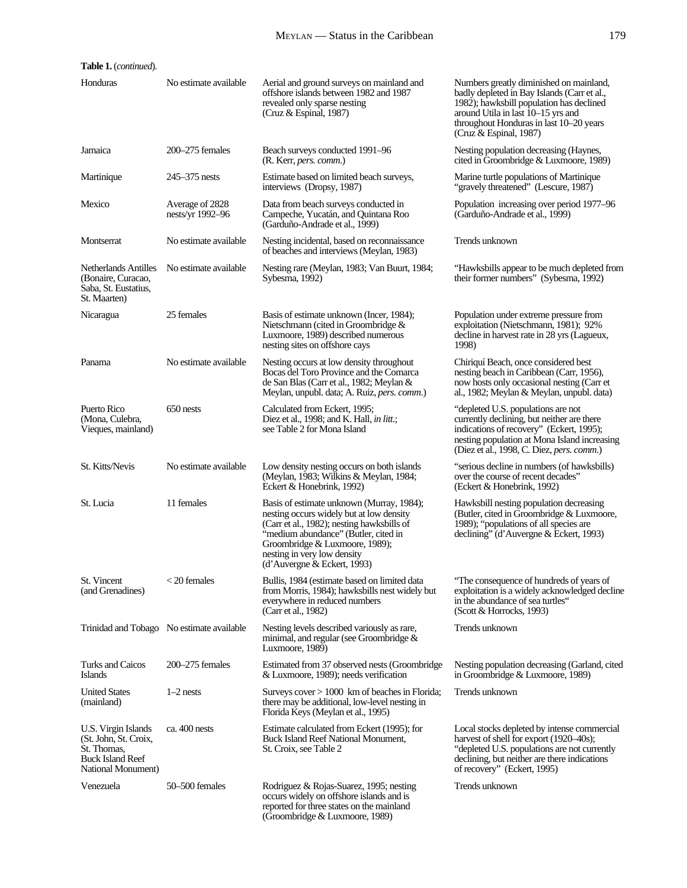**Table 1.** (*continued*).

| | | | |
|---|---|---|---|
| Honduras | No estimate available | Aerial and ground surveys on mainland and offshore islands between 1982 and 1987 revealed only sparse nesting (Cruz & Espinal, 1987) | Numbers greatly diminished on mainland, badly depleted in Bay Islands (Carr et al., 1982); hawksbill population has declined around Utila in last 10–15 yrs and throughout Honduras in last 10–20 years (Cruz & Espinal, 1987) |
| Jamaica | 200–275 females | Beach surveys conducted 1991–96 (R. Kerr, *pers. comm.*) | Nesting population decreasing (Haynes, cited in Groombridge & Luxmoore, 1989) |
| Martinique | 245–375 nests | Estimate based on limited beach surveys, interviews (Dropsy, 1987) | Marine turtle populations of Martinique "gravely threatened" (Lescure, 1987) |
| Mexico | Average of 2828 nests/yr 1992–96 | Data from beach surveys conducted in Campeche, Yucatán, and Quintana Roo (Garduño-Andrade et al., 1999) | Population increasing over period 1977–96 (Garduño-Andrade et al., 1999) |
| Montserrat | No estimate available | Nesting incidental, based on reconnaissance of beaches and interviews (Meylan, 1983) | Trends unknown |
| Netherlands Antilles (Bonaire, Curacao, Saba, St. Eustatius, St. Maarten) | No estimate available | Nesting rare (Meylan, 1983; Van Buurt, 1984; Sybesma, 1992) | "Hawksbills appear to be much depleted from their former numbers" (Sybesma, 1992) |
| Nicaragua | 25 females | Basis of estimate unknown (Incer, 1984); Nietschmann (cited in Groombridge & Luxmoore, 1989) described numerous nesting sites on offshore cays | Population under extreme pressure from exploitation (Nietschmann, 1981); 92% decline in harvest rate in 28 yrs (Lagueux, 1998) |
| Panama | No estimate available | Nesting occurs at low density throughout Bocas del Toro Province and the Comarca de San Blas (Carr et al., 1982; Meylan & Meylan, unpubl. data; A. Ruiz, *pers. comm.*) | Chiriquí Beach, once considered best nesting beach in Caribbean (Carr, 1956), now hosts only occasional nesting (Carr et al., 1982; Meylan & Meylan, unpubl. data) |
| Puerto Rico (Mona, Culebra, Vieques, mainland) | 650 nests | Calculated from Eckert, 1995; Diez et al., 1998; and K. Hall, *in litt.*; see Table 2 for Mona Island | "depleted U.S. populations are not currently declining, but neither are there indications of recovery" (Eckert, 1995); nesting population at Mona Island increasing (Diez et al., 1998, C. Diez, *pers. comm.*) |
| St. Kitts/Nevis | No estimate available | Low density nesting occurs on both islands (Meylan, 1983; Wilkins & Meylan, 1984; Eckert & Honebrink, 1992) | "serious decline in numbers (of hawksbills) over the course of recent decades" (Eckert & Honebrink, 1992) |
| St. Lucia | 11 females | Basis of estimate unknown (Murray, 1984); nesting occurs widely but at low density (Carr et al., 1982); nesting hawksbills of "medium abundance" (Butler, cited in Groombridge & Luxmoore, 1989); nesting in very low density (d'Auvergne & Eckert, 1993) | Hawksbill nesting population decreasing (Butler, cited in Groombridge & Luxmoore, 1989); "populations of all species are declining" (d'Auvergne & Eckert, 1993) |
| St. Vincent (and Grenadines) | < 20 females | Bullis, 1984 (estimate based on limited data from Morris, 1984); hawksbills nest widely but everywhere in reduced numbers (Carr et al., 1982) | "The consequence of hundreds of years of exploitation is a widely acknowledged decline in the abundance of sea turtles" (Scott & Horrocks, 1993) |
| Trinidad and Tobago | No estimate available | Nesting levels described variously as rare, minimal, and regular (see Groombridge & Luxmoore, 1989) | Trends unknown |
| Turks and Caicos Islands | 200–275 females | Estimated from 37 observed nests (Groombridge & Luxmoore, 1989); needs verification | Nesting population decreasing (Garland, cited in Groombridge & Luxmoore, 1989) |
| United States (mainland) | 1–2 nests | Surveys cover > 1000 km of beaches in Florida; there may be additional, low-level nesting in Florida Keys (Meylan et al., 1995) | Trends unknown |
| U.S. Virgin Islands (St. John, St. Croix, St. Thomas, Buck Island Reef National Monument) | ca. 400 nests | Estimate calculated from Eckert (1995); for Buck Island Reef National Monument, St. Croix, see Table 2 | Local stocks depleted by intense commercial harvest of shell for export (1920–40s); "depleted U.S. populations are not currently declining, but neither are there indications of recovery" (Eckert, 1995) |
| Venezuela | 50–500 females | Rodriguez & Rojas-Suarez, 1995; nesting occurs widely on offshore islands and is reported for three states on the mainland (Groombridge & Luxmoore, 1989) | Trends unknown |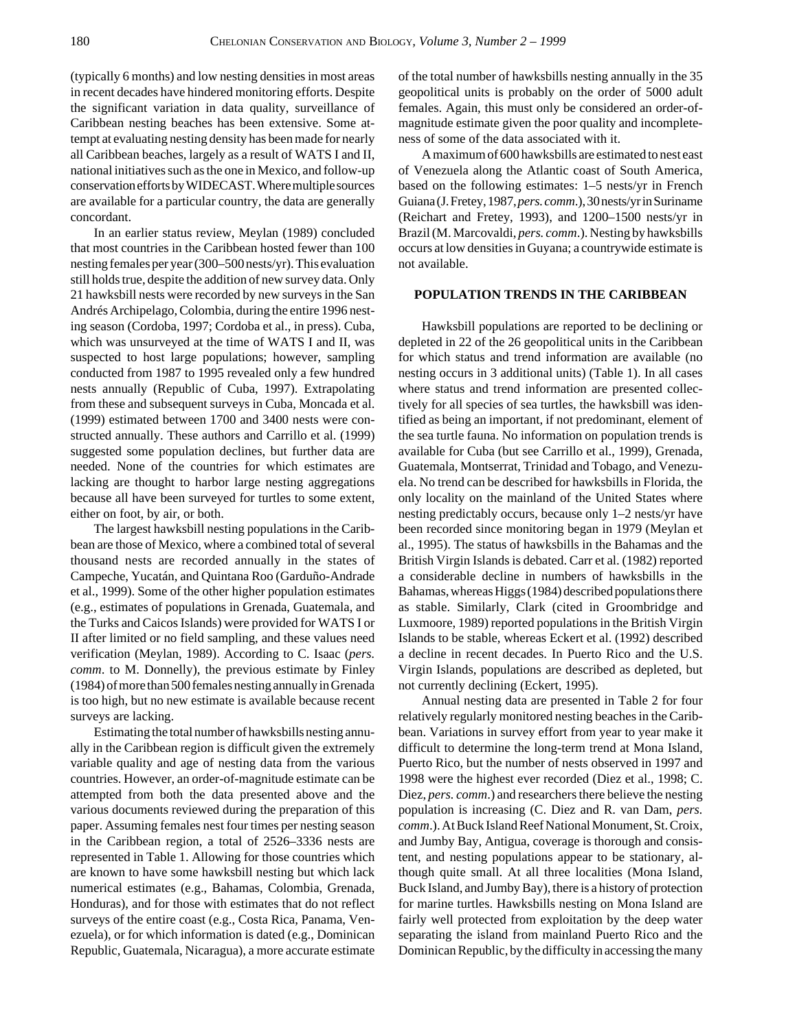(typically 6 months) and low nesting densities in most areas in recent decades have hindered monitoring efforts. Despite the significant variation in data quality, surveillance of Caribbean nesting beaches has been extensive. Some attempt at evaluating nesting density has been made for nearly all Caribbean beaches, largely as a result of WATS I and II, national initiatives such as the one in Mexico, and follow-up conservation efforts by WIDECAST. Where multiple sources are available for a particular country, the data are generally concordant.

In an earlier status review, Meylan (1989) concluded that most countries in the Caribbean hosted fewer than 100 nesting females per year (300–500 nests/yr). This evaluation still holds true, despite the addition of new survey data. Only 21 hawksbill nests were recorded by new surveys in the San Andrés Archipelago, Colombia, during the entire 1996 nesting season (Cordoba, 1997; Cordoba et al., in press). Cuba, which was unsurveyed at the time of WATS I and II, was suspected to host large populations; however, sampling conducted from 1987 to 1995 revealed only a few hundred nests annually (Republic of Cuba, 1997). Extrapolating from these and subsequent surveys in Cuba, Moncada et al. (1999) estimated between 1700 and 3400 nests were constructed annually. These authors and Carrillo et al. (1999) suggested some population declines, but further data are needed. None of the countries for which estimates are lacking are thought to harbor large nesting aggregations because all have been surveyed for turtles to some extent, either on foot, by air, or both.

The largest hawksbill nesting populations in the Caribbean are those of Mexico, where a combined total of several thousand nests are recorded annually in the states of Campeche, Yucatán, and Quintana Roo (Garduño-Andrade et al., 1999). Some of the other higher population estimates (e.g., estimates of populations in Grenada, Guatemala, and the Turks and Caicos Islands) were provided for WATS I or II after limited or no field sampling, and these values need verification (Meylan, 1989). According to C. Isaac (*pers. comm*. to M. Donnelly), the previous estimate by Finley (1984) of more than 500 females nesting annually in Grenada is too high, but no new estimate is available because recent surveys are lacking.

Estimating the total number of hawksbills nesting annually in the Caribbean region is difficult given the extremely variable quality and age of nesting data from the various countries. However, an order-of-magnitude estimate can be attempted from both the data presented above and the various documents reviewed during the preparation of this paper. Assuming females nest four times per nesting season in the Caribbean region, a total of 2526–3336 nests are represented in Table 1. Allowing for those countries which are known to have some hawksbill nesting but which lack numerical estimates (e.g., Bahamas, Colombia, Grenada, Honduras), and for those with estimates that do not reflect surveys of the entire coast (e.g., Costa Rica, Panama, Venezuela), or for which information is dated (e.g., Dominican Republic, Guatemala, Nicaragua), a more accurate estimate of the total number of hawksbills nesting annually in the 35 geopolitical units is probably on the order of 5000 adult females. Again, this must only be considered an order-of-magnitude estimate given the poor quality and incompleteness of some of the data associated with it.

A maximum of 600 hawksbills are estimated to nest east of Venezuela along the Atlantic coast of South America, based on the following estimates: 1–5 nests/yr in French Guiana (J. Fretey, 1987, *pers. comm.*), 30 nests/yr in Suriname (Reichart and Fretey, 1993), and 1200–1500 nests/yr in Brazil (M. Marcovaldi, *pers. comm*.). Nesting by hawksbills occurs at low densities in Guyana; a countrywide estimate is not available.

## POPULATION TRENDS IN THE CARIBBEAN

Hawksbill populations are reported to be declining or depleted in 22 of the 26 geopolitical units in the Caribbean for which status and trend information are available (no nesting occurs in 3 additional units) (Table 1). In all cases where status and trend information are presented collectively for all species of sea turtles, the hawksbill was identified as being an important, if not predominant, element of the sea turtle fauna. No information on population trends is available for Cuba (but see Carrillo et al., 1999), Grenada, Guatemala, Montserrat, Trinidad and Tobago, and Venezuela. No trend can be described for hawksbills in Florida, the only locality on the mainland of the United States where nesting predictably occurs, because only 1–2 nests/yr have been recorded since monitoring began in 1979 (Meylan et al., 1995). The status of hawksbills in the Bahamas and the British Virgin Islands is debated. Carr et al. (1982) reported a considerable decline in numbers of hawksbills in the Bahamas, whereas Higgs (1984) described populations there as stable. Similarly, Clark (cited in Groombridge and Luxmoore, 1989) reported populations in the British Virgin Islands to be stable, whereas Eckert et al. (1992) described a decline in recent decades. In Puerto Rico and the U.S. Virgin Islands, populations are described as depleted, but not currently declining (Eckert, 1995).

Annual nesting data are presented in Table 2 for four relatively regularly monitored nesting beaches in the Caribbean. Variations in survey effort from year to year make it difficult to determine the long-term trend at Mona Island, Puerto Rico, but the number of nests observed in 1997 and 1998 were the highest ever recorded (Diez et al., 1998; C. Diez, *pers. comm*.) and researchers there believe the nesting population is increasing (C. Diez and R. van Dam, *pers. comm*.). At Buck Island Reef National Monument, St. Croix, and Jumby Bay, Antigua, coverage is thorough and consistent, and nesting populations appear to be stationary, although quite small. At all three localities (Mona Island, Buck Island, and Jumby Bay), there is a history of protection for marine turtles. Hawksbills nesting on Mona Island are fairly well protected from exploitation by the deep water separating the island from mainland Puerto Rico and the Dominican Republic, by the difficulty in accessing the many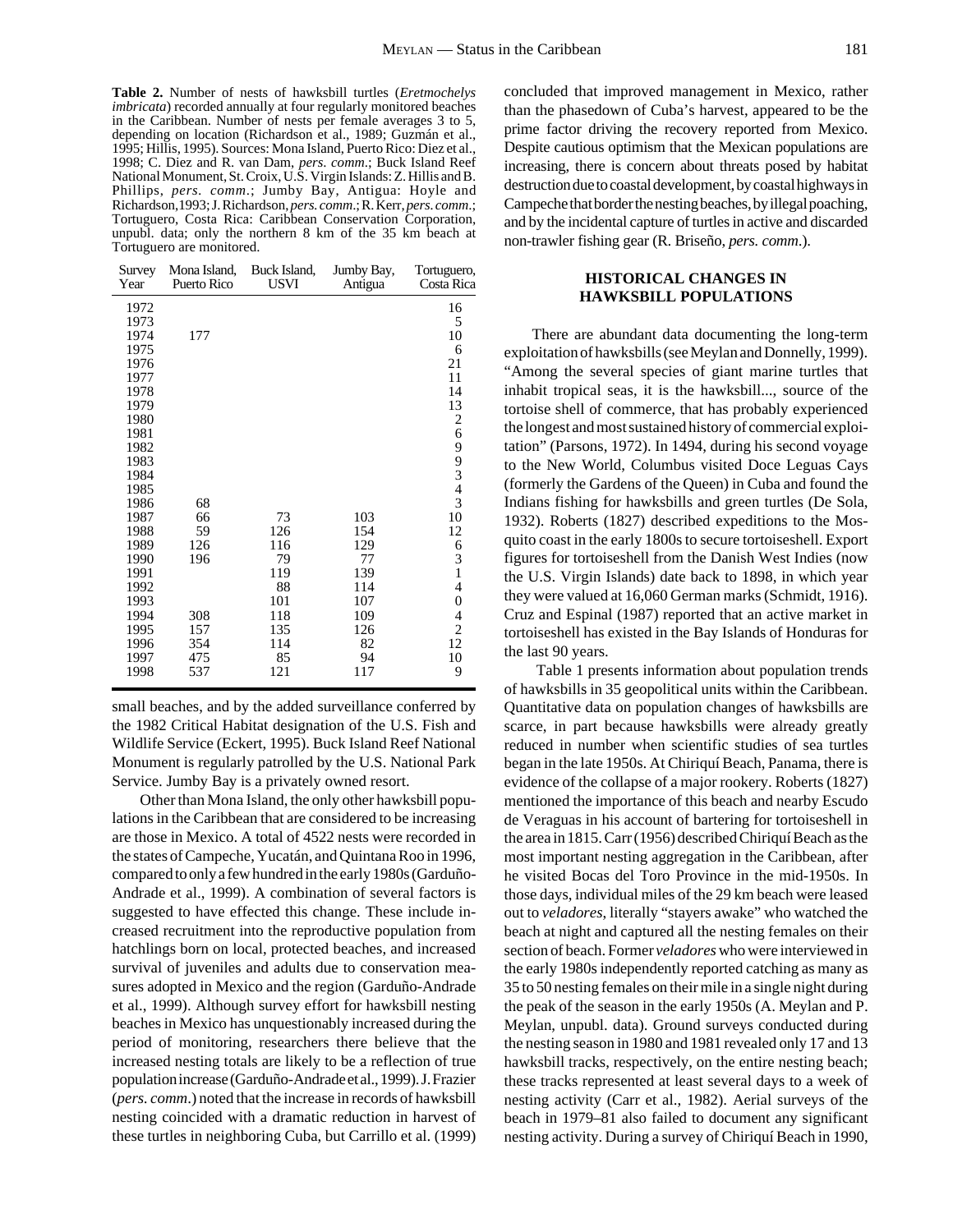**Table 2.** Number of nests of hawksbill turtles (*Eretmochelys imbricata*) recorded annually at four regularly monitored beaches in the Caribbean. Number of nests per female averages 3 to 5, depending on location (Richardson et al., 1989; Guzmán et al., 1995; Hillis, 1995). Sources: Mona Island, Puerto Rico: Diez et al., 1998; C. Diez and R. van Dam, *pers. comm*.; Buck Island Reef National Monument, St. Croix, U.S. Virgin Islands: Z. Hillis and B. Phillips, *pers. comm*.; Jumby Bay, Antigua: Hoyle and Richardson, 1993; J. Richardson, *pers. comm*.; R. Kerr, *pers. comm*.; Tortuguero, Costa Rica: Caribbean Conservation Corporation, unpubl. data; only the northern 8 km of the 35 km beach at Tortuguero are monitored.

| Survey Year | Mona Island, Puerto Rico | Buck Island, USVI | Jumby Bay, Antigua | Tortuguero, Costa Rica |
|---|---|---|---|---|
| 1972 | | | | 16 |
| 1973 | | | | 5 |
| 1974 | 177 | | | 10 |
| 1975 | | | | 6 |
| 1976 | | | | 21 |
| 1977 | | | | 11 |
| 1978 | | | | 14 |
| 1979 | | | | 13 |
| 1980 | | | | 2 |
| 1981 | | | | 6 |
| 1982 | | | | 9 |
| 1983 | | | | 9 |
| 1984 | | | | 3 |
| 1985 | | | | 4 |
| 1986 | 68 | | | 3 |
| 1987 | 66 | 73 | 103 | 10 |
| 1988 | 59 | 126 | 154 | 12 |
| 1989 | 126 | 116 | 129 | 6 |
| 1990 | 196 | 79 | 77 | 3 |
| 1991 | | 119 | 139 | 1 |
| 1992 | | 88 | 114 | 4 |
| 1993 | | 101 | 107 | 0 |
| 1994 | 308 | 118 | 109 | 4 |
| 1995 | 157 | 135 | 126 | 2 |
| 1996 | 354 | 114 | 82 | 12 |
| 1997 | 475 | 85 | 94 | 10 |
| 1998 | 537 | 121 | 117 | 9 |

small beaches, and by the added surveillance conferred by the 1982 Critical Habitat designation of the U.S. Fish and Wildlife Service (Eckert, 1995). Buck Island Reef National Monument is regularly patrolled by the U.S. National Park Service. Jumby Bay is a privately owned resort.

Other than Mona Island, the only other hawksbill populations in the Caribbean that are considered to be increasing are those in Mexico. A total of 4522 nests were recorded in the states of Campeche, Yucatán, and Quintana Roo in 1996, compared to only a few hundred in the early 1980s (Garduño-Andrade et al., 1999). A combination of several factors is suggested to have effected this change. These include increased recruitment into the reproductive population from hatchlings born on local, protected beaches, and increased survival of juveniles and adults due to conservation measures adopted in Mexico and the region (Garduño-Andrade et al., 1999). Although survey effort for hawksbill nesting beaches in Mexico has unquestionably increased during the period of monitoring, researchers there believe that the increased nesting totals are likely to be a reflection of true population increase (Garduño-Andrade et al., 1999). J. Frazier (*pers. comm*.) noted that the increase in records of hawksbill nesting coincided with a dramatic reduction in harvest of these turtles in neighboring Cuba, but Carrillo et al. (1999) concluded that improved management in Mexico, rather than the phasedown of Cuba's harvest, appeared to be the prime factor driving the recovery reported from Mexico. Despite cautious optimism that the Mexican populations are increasing, there is concern about threats posed by habitat destruction due to coastal development, by coastal highways in Campeche that border the nesting beaches, by illegal poaching, and by the incidental capture of turtles in active and discarded non-trawler fishing gear (R. Briseño, *pers. comm*.).

## HISTORICAL CHANGES IN HAWKSBILL POPULATIONS

There are abundant data documenting the long-term exploitation of hawksbills (see Meylan and Donnelly, 1999). "Among the several species of giant marine turtles that inhabit tropical seas, it is the hawksbill..., source of the tortoise shell of commerce, that has probably experienced the longest and most sustained history of commercial exploitation" (Parsons, 1972). In 1494, during his second voyage to the New World, Columbus visited Doce Leguas Cays (formerly the Gardens of the Queen) in Cuba and found the Indians fishing for hawksbills and green turtles (De Sola, 1932). Roberts (1827) described expeditions to the Mosquito coast in the early 1800s to secure tortoiseshell. Export figures for tortoiseshell from the Danish West Indies (now the U.S. Virgin Islands) date back to 1898, in which year they were valued at 16,060 German marks (Schmidt, 1916). Cruz and Espinal (1987) reported that an active market in tortoiseshell has existed in the Bay Islands of Honduras for the last 90 years.

Table 1 presents information about population trends of hawksbills in 35 geopolitical units within the Caribbean. Quantitative data on population changes of hawksbills are scarce, in part because hawksbills were already greatly reduced in number when scientific studies of sea turtles began in the late 1950s. At Chiriquí Beach, Panama, there is evidence of the collapse of a major rookery. Roberts (1827) mentioned the importance of this beach and nearby Escudo de Veraguas in his account of bartering for tortoiseshell in the area in 1815. Carr (1956) described Chiriquí Beach as the most important nesting aggregation in the Caribbean, after he visited Bocas del Toro Province in the mid-1950s. In those days, individual miles of the 29 km beach were leased out to *veladores*, literally "stayers awake" who watched the beach at night and captured all the nesting females on their section of beach. Former *veladores* who were interviewed in the early 1980s independently reported catching as many as 35 to 50 nesting females on their mile in a single night during the peak of the season in the early 1950s (A. Meylan and P. Meylan, unpubl. data). Ground surveys conducted during the nesting season in 1980 and 1981 revealed only 17 and 13 hawksbill tracks, respectively, on the entire nesting beach; these tracks represented at least several days to a week of nesting activity (Carr et al., 1982). Aerial surveys of the beach in 1979–81 also failed to document any significant nesting activity. During a survey of Chiriquí Beach in 1990,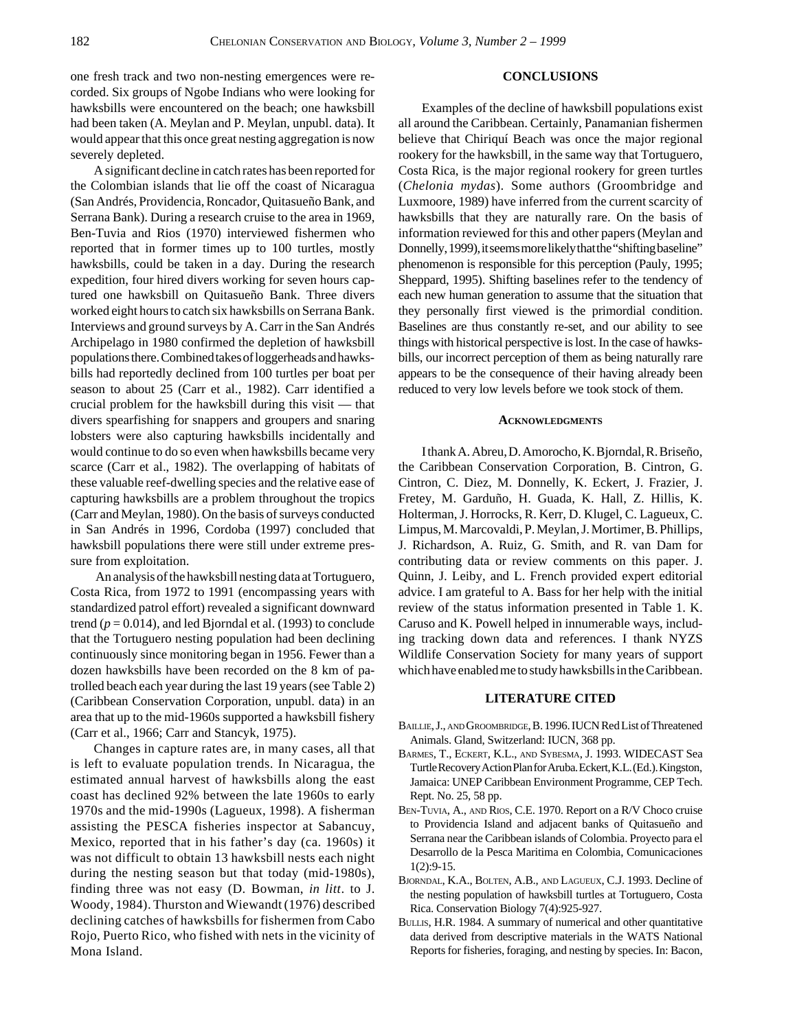one fresh track and two non-nesting emergences were recorded. Six groups of Ngobe Indians who were looking for hawksbills were encountered on the beach; one hawksbill had been taken (A. Meylan and P. Meylan, unpubl. data). It would appear that this once great nesting aggregation is now severely depleted.

A significant decline in catch rates has been reported for the Colombian islands that lie off the coast of Nicaragua (San Andrés, Providencia, Roncador, Quitasueño Bank, and Serrana Bank). During a research cruise to the area in 1969, Ben-Tuvia and Rios (1970) interviewed fishermen who reported that in former times up to 100 turtles, mostly hawksbills, could be taken in a day. During the research expedition, four hired divers working for seven hours captured one hawksbill on Quitasueño Bank. Three divers worked eight hours to catch six hawksbills on Serrana Bank. Interviews and ground surveys by A. Carr in the San Andrés Archipelago in 1980 confirmed the depletion of hawksbill populations there. Combined takes of loggerheads and hawksbills had reportedly declined from 100 turtles per boat per season to about 25 (Carr et al., 1982). Carr identified a crucial problem for the hawksbill during this visit — that divers spearfishing for snappers and groupers and snaring lobsters were also capturing hawksbills incidentally and would continue to do so even when hawksbills became very scarce (Carr et al., 1982). The overlapping of habitats of these valuable reef-dwelling species and the relative ease of capturing hawksbills are a problem throughout the tropics (Carr and Meylan, 1980). On the basis of surveys conducted in San Andrés in 1996, Cordoba (1997) concluded that hawksbill populations there were still under extreme pressure from exploitation.

An analysis of the hawksbill nesting data at Tortuguero, Costa Rica, from 1972 to 1991 (encompassing years with standardized patrol effort) revealed a significant downward trend ($p = 0.014$), and led Bjorndal et al. (1993) to conclude that the Tortuguero nesting population had been declining continuously since monitoring began in 1956. Fewer than a dozen hawksbills have been recorded on the 8 km of patrolled beach each year during the last 19 years (see Table 2) (Caribbean Conservation Corporation, unpubl. data) in an area that up to the mid-1960s supported a hawksbill fishery (Carr et al., 1966; Carr and Stancyk, 1975).

Changes in capture rates are, in many cases, all that is left to evaluate population trends. In Nicaragua, the estimated annual harvest of hawksbills along the east coast has declined 92% between the late 1960s to early 1970s and the mid-1990s (Lagueux, 1998). A fisherman assisting the PESCA fisheries inspector at Sabancuy, Mexico, reported that in his father's day (ca. 1960s) it was not difficult to obtain 13 hawksbill nests each night during the nesting season but that today (mid-1980s), finding three was not easy (D. Bowman, *in litt*. to J. Woody, 1984). Thurston and Wiewandt (1976) described declining catches of hawksbills for fishermen from Cabo Rojo, Puerto Rico, who fished with nets in the vicinity of Mona Island.

## CONCLUSIONS

Examples of the decline of hawksbill populations exist all around the Caribbean. Certainly, Panamanian fishermen believe that Chiriquí Beach was once the major regional rookery for the hawksbill, in the same way that Tortuguero, Costa Rica, is the major regional rookery for green turtles (*Chelonia mydas*). Some authors (Groombridge and Luxmoore, 1989) have inferred from the current scarcity of hawksbills that they are naturally rare. On the basis of information reviewed for this and other papers (Meylan and Donnelly, 1999), it seems more likely that the "shifting baseline" phenomenon is responsible for this perception (Pauly, 1995; Sheppard, 1995). Shifting baselines refer to the tendency of each new human generation to assume that the situation that they personally first viewed is the primordial condition. Baselines are thus constantly re-set, and our ability to see things with historical perspective is lost. In the case of hawksbills, our incorrect perception of them as being naturally rare appears to be the consequence of their having already been reduced to very low levels before we took stock of them.

### Acknowledgments

I thank A. Abreu, D. Amorocho, K. Bjorndal, R. Briseño, the Caribbean Conservation Corporation, B. Cintron, G. Cintron, C. Diez, M. Donnelly, K. Eckert, J. Frazier, J. Fretey, M. Garduño, H. Guada, K. Hall, Z. Hillis, K. Holterman, J. Horrocks, R. Kerr, D. Klugel, C. Lagueux, C. Limpus, M. Marcovaldi, P. Meylan, J. Mortimer, B. Phillips, J. Richardson, A. Ruiz, G. Smith, and R. van Dam for contributing data or review comments on this paper. J. Quinn, J. Leiby, and L. French provided expert editorial advice. I am grateful to A. Bass for her help with the initial review of the status information presented in Table 1. K. Caruso and K. Powell helped in innumerable ways, including tracking down data and references. I thank NYZS Wildlife Conservation Society for many years of support which have enabled me to study hawksbills in the Caribbean.

## LITERATURE CITED

Baillie, J., and Groombridge, B. 1996. IUCN Red List of Threatened Animals. Gland, Switzerland: IUCN, 368 pp.

Barmes, T., Eckert, K.L., and Sybesma, J. 1993. WIDECAST Sea Turtle Recovery Action Plan for Aruba. Eckert, K.L. (Ed.). Kingston, Jamaica: UNEP Caribbean Environment Programme, CEP Tech. Rept. No. 25, 58 pp.

Ben-Tuvia, A., and Rios, C.E. 1970. Report on a R/V Choco cruise to Providencia Island and adjacent banks of Quitasueño and Serrana near the Caribbean islands of Colombia. Proyecto para el Desarrollo de la Pesca Maritima en Colombia, Comunicaciones 1(2):9-15.

Bjorndal, K.A., Bolten, A.B., and Lagueux, C.J. 1993. Decline of the nesting population of hawksbill turtles at Tortuguero, Costa Rica. Conservation Biology 7(4):925-927.

Bullis, H.R. 1984. A summary of numerical and other quantitative data derived from descriptive materials in the WATS National Reports for fisheries, foraging, and nesting by species. In: Bacon,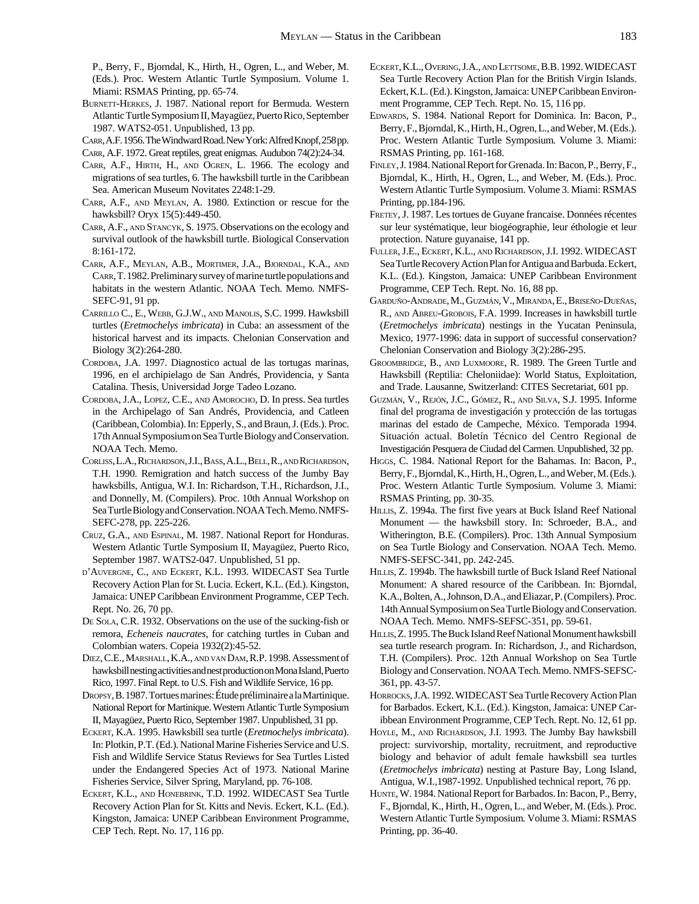P., Berry, F., Bjorndal, K., Hirth, H., Ogren, L., and Weber, M. (Eds.). Proc. Western Atlantic Turtle Symposium. Volume 1. Miami: RSMAS Printing, pp. 65-74.

Burnett-Herkes, J. 1987. National report for Bermuda. Western Atlantic Turtle Symposium II, Mayagüez, Puerto Rico, September 1987. WATS2-051. Unpublished, 13 pp.

Carr, A.F. 1956. The Windward Road. New York: Alfred Knopf, 258 pp.

Carr, A.F. 1972. Great reptiles, great enigmas. Audubon 74(2):24-34.

Carr, A.F., Hirth, H., and Ogren, L. 1966. The ecology and migrations of sea turtles, 6. The hawksbill turtle in the Caribbean Sea. American Museum Novitates 2248:1-29.

Carr, A.F., and Meylan, A. 1980. Extinction or rescue for the hawksbill? Oryx 15(5):449-450.

Carr, A.F., and Stancyk, S. 1975. Observations on the ecology and survival outlook of the hawksbill turtle. Biological Conservation 8:161-172.

Carr, A.F., Meylan, A.B., Mortimer, J.A., Bjorndal, K.A., and Carr, T. 1982. Preliminary survey of marine turtle populations and habitats in the western Atlantic. NOAA Tech. Memo. NMFS-SEFC-91, 91 pp.

Carrillo C., E., Webb, G.J.W., and Manolis, S.C. 1999. Hawksbill turtles (*Eretmochelys imbricata*) in Cuba: an assessment of the historical harvest and its impacts. Chelonian Conservation and Biology 3(2):264-280.

Cordoba, J.A. 1997. Diagnostico actual de las tortugas marinas, 1996, en el archipielago de San Andrés, Providencia, y Santa Catalina. Thesis, Universidad Jorge Tadeo Lozano.

Cordoba, J.A., Lopez, C.E., and Amorocho, D. In press. Sea turtles in the Archipelago of San Andrés, Providencia, and Catleen (Caribbean, Colombia). In: Epperly, S., and Braun, J. (Eds.). Proc. 17th Annual Symposium on Sea Turtle Biology and Conservation. NOAA Tech. Memo.

Corliss, L.A., Richardson, J.I., Bass, A.L., Bell, R., and Richardson, T.H. 1990. Remigration and hatch success of the Jumby Bay hawksbills, Antigua, W.I. In: Richardson, T.H., Richardson, J.I., and Donnelly, M. (Compilers). Proc. 10th Annual Workshop on Sea Turtle Biology and Conservation. NOAA Tech. Memo. NMFS-SEFC-278, pp. 225-226.

Cruz, G.A., and Espinal, M. 1987. National Report for Honduras. Western Atlantic Turtle Symposium II, Mayagüez, Puerto Rico, September 1987. WATS2-047. Unpublished, 51 pp.

d'Auvergne, C., and Eckert, K.L. 1993. WIDECAST Sea Turtle Recovery Action Plan for St. Lucia. Eckert, K.L. (Ed.). Kingston, Jamaica: UNEP Caribbean Environment Programme, CEP Tech. Rept. No. 26, 70 pp.

De Sola, C.R. 1932. Observations on the use of the sucking-fish or remora, *Echeneis naucrates,* for catching turtles in Cuban and Colombian waters. Copeia 1932(2):45-52.

Diez, C.E., Marshall, K.A., and van Dam, R.P. 1998. Assessment of hawksbill nesting activities and nest production on Mona Island, Puerto Rico, 1997. Final Rept. to U.S. Fish and Wildlife Service, 16 pp.

Dropsy, B. 1987. Tortues marines: Étude préliminaire a la Martinique. National Report for Martinique. Western Atlantic Turtle Symposium II, Mayagüez, Puerto Rico, September 1987. Unpublished, 31 pp.

Eckert, K.A. 1995. Hawksbill sea turtle (*Eretmochelys imbricata*). In: Plotkin, P.T. (Ed.). National Marine Fisheries Service and U.S. Fish and Wildlife Service Status Reviews for Sea Turtles Listed under the Endangered Species Act of 1973. National Marine Fisheries Service, Silver Spring, Maryland, pp. 76-108.

Eckert, K.L., and Honebrink, T.D. 1992. WIDECAST Sea Turtle Recovery Action Plan for St. Kitts and Nevis. Eckert, K.L. (Ed.). Kingston, Jamaica: UNEP Caribbean Environment Programme, CEP Tech. Rept. No. 17, 116 pp.

Eckert, K.L., Overing, J.A., and Lettsome, B.B. 1992. WIDECAST Sea Turtle Recovery Action Plan for the British Virgin Islands. Eckert, K.L. (Ed.). Kingston, Jamaica: UNEP Caribbean Environment Programme, CEP Tech. Rept. No. 15, 116 pp.

Edwards, S. 1984. National Report for Dominica. In: Bacon, P., Berry, F., Bjorndal, K., Hirth, H., Ogren, L., and Weber, M. (Eds.). Proc. Western Atlantic Turtle Symposium. Volume 3. Miami: RSMAS Printing, pp. 161-168.

Finley, J. 1984. National Report for Grenada. In: Bacon, P., Berry, F., Bjorndal, K., Hirth, H., Ogren, L., and Weber, M. (Eds.). Proc. Western Atlantic Turtle Symposium. Volume 3. Miami: RSMAS Printing, pp.184-196.

Fretey, J. 1987. Les tortues de Guyane francaise. Données récentes sur leur systématique, leur biogéographie, leur éthologie et leur protection. Nature guyanaise, 141 pp.

Fuller, J.E., Eckert, K.L., and Richardson, J.I. 1992. WIDECAST Sea Turtle Recovery Action Plan for Antigua and Barbuda. Eckert, K.L. (Ed.). Kingston, Jamaica: UNEP Caribbean Environment Programme, CEP Tech. Rept. No. 16, 88 pp.

Garduño-Andrade, M., Guzmán, V., Miranda, E., Briseño-Dueñas, R., and Abreu-Grobois, F.A. 1999. Increases in hawksbill turtle (*Eretmochelys imbricata*) nestings in the Yucatan Peninsula, Mexico, 1977-1996: data in support of successful conservation? Chelonian Conservation and Biology 3(2):286-295.

Groombridge, B., and Luxmoore, R. 1989. The Green Turtle and Hawksbill (Reptilia: Cheloniidae): World Status, Exploitation, and Trade. Lausanne, Switzerland: CITES Secretariat, 601 pp.

Guzmán, V., Rejón, J.C., Gómez, R., and Silva, S.J. 1995. Informe final del programa de investigación y protección de las tortugas marinas del estado de Campeche, México. Temporada 1994. Situación actual. Boletín Técnico del Centro Regional de Investigación Pesquera de Ciudad del Carmen. Unpublished, 32 pp.

Higgs, C. 1984. National Report for the Bahamas. In: Bacon, P., Berry, F., Bjorndal, K., Hirth, H., Ogren, L., and Weber, M. (Eds.). Proc. Western Atlantic Turtle Symposium. Volume 3. Miami: RSMAS Printing, pp. 30-35.

Hillis, Z. 1994a. The first five years at Buck Island Reef National Monument — the hawksbill story. In: Schroeder, B.A., and Witherington, B.E. (Compilers). Proc. 13th Annual Symposium on Sea Turtle Biology and Conservation. NOAA Tech. Memo. NMFS-SEFSC-341, pp. 242-245.

Hillis, Z. 1994b. The hawksbill turtle of Buck Island Reef National Monument: A shared resource of the Caribbean. In: Bjorndal, K.A., Bolten, A., Johnson, D.A., and Eliazar, P. (Compilers). Proc. 14th Annual Symposium on Sea Turtle Biology and Conservation. NOAA Tech. Memo. NMFS-SEFSC-351, pp. 59-61.

Hillis, Z. 1995. The Buck Island Reef National Monument hawksbill sea turtle research program. In: Richardson, J., and Richardson, T.H. (Compilers). Proc. 12th Annual Workshop on Sea Turtle Biology and Conservation. NOAA Tech. Memo. NMFS-SEFSC-361, pp. 43-57.

Horrocks, J.A. 1992. WIDECAST Sea Turtle Recovery Action Plan for Barbados. Eckert, K.L. (Ed.). Kingston, Jamaica: UNEP Caribbean Environment Programme, CEP Tech. Rept. No. 12, 61 pp.

Hoyle, M., and Richardson, J.I. 1993. The Jumby Bay hawksbill project: survivorship, mortality, recruitment, and reproductive biology and behavior of adult female hawksbill sea turtles (*Eretmochelys imbricata*) nesting at Pasture Bay, Long Island, Antigua, W.I.,1987-1992. Unpublished technical report, 76 pp.

Hunte, W. 1984. National Report for Barbados. In: Bacon, P., Berry, F., Bjorndal, K., Hirth, H., Ogren, L., and Weber, M. (Eds.). Proc. Western Atlantic Turtle Symposium. Volume 3. Miami: RSMAS Printing, pp. 36-40.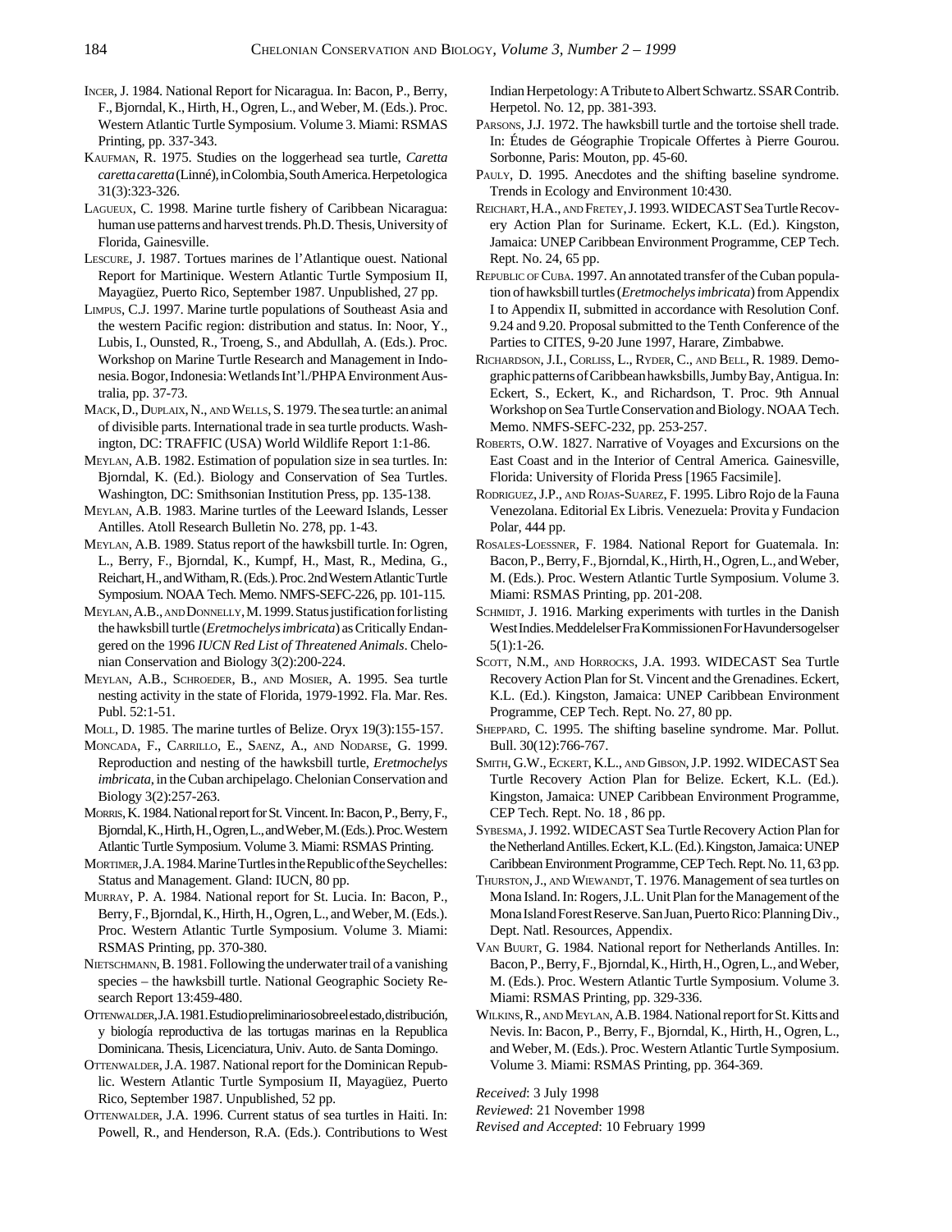INCER, J. 1984. National Report for Nicaragua. In: Bacon, P., Berry, F., Bjorndal, K., Hirth, H., Ogren, L., and Weber, M. (Eds.). Proc. Western Atlantic Turtle Symposium. Volume 3. Miami: RSMAS Printing, pp. 337-343.

KAUFMAN, R. 1975. Studies on the loggerhead sea turtle, *Caretta caretta caretta* (Linné), in Colombia, South America. Herpetologica 31(3):323-326.

LAGUEUX, C. 1998. Marine turtle fishery of Caribbean Nicaragua: human use patterns and harvest trends. Ph.D. Thesis, University of Florida, Gainesville.

LESCURE, J. 1987. Tortues marines de l'Atlantique ouest. National Report for Martinique. Western Atlantic Turtle Symposium II, Mayagüez, Puerto Rico, September 1987. Unpublished, 27 pp.

LIMPUS, C.J. 1997. Marine turtle populations of Southeast Asia and the western Pacific region: distribution and status. In: Noor, Y., Lubis, I., Ounsted, R., Troeng, S., and Abdullah, A. (Eds.). Proc. Workshop on Marine Turtle Research and Management in Indonesia. Bogor, Indonesia: Wetlands Int'l./PHPA Environment Australia, pp. 37-73.

MACK, D., DUPLAIX, N., AND WELLS, S. 1979. The sea turtle: an animal of divisible parts. International trade in sea turtle products. Washington, DC: TRAFFIC (USA) World Wildlife Report 1:1-86.

MEYLAN, A.B. 1982. Estimation of population size in sea turtles. In: Bjorndal, K. (Ed.). Biology and Conservation of Sea Turtles. Washington, DC: Smithsonian Institution Press, pp. 135-138.

MEYLAN, A.B. 1983. Marine turtles of the Leeward Islands, Lesser Antilles. Atoll Research Bulletin No. 278, pp. 1-43.

MEYLAN, A.B. 1989. Status report of the hawksbill turtle. In: Ogren, L., Berry, F., Bjorndal, K., Kumpf, H., Mast, R., Medina, G., Reichart, H., and Witham, R. (Eds.). Proc. 2nd Western Atlantic Turtle Symposium. NOAA Tech. Memo. NMFS-SEFC-226, pp. 101-115.

MEYLAN, A.B., AND DONNELLY, M. 1999. Status justification for listing the hawksbill turtle (*Eretmochelys imbricata*) as Critically Endangered on the 1996 *IUCN Red List of Threatened Animals*. Chelonian Conservation and Biology 3(2):200-224.

MEYLAN, A.B., SCHROEDER, B., AND MOSIER, A. 1995. Sea turtle nesting activity in the state of Florida, 1979-1992. Fla. Mar. Res. Publ. 52:1-51.

MOLL, D. 1985. The marine turtles of Belize. Oryx 19(3):155-157.

MONCADA, F., CARRILLO, E., SAENZ, A., AND NODARSE, G. 1999. Reproduction and nesting of the hawksbill turtle, *Eretmochelys imbricata*, in the Cuban archipelago. Chelonian Conservation and Biology 3(2):257-263.

MORRIS, K. 1984. National report for St. Vincent. In: Bacon, P., Berry, F., Bjorndal, K., Hirth, H., Ogren, L., and Weber, M. (Eds.). Proc. Western Atlantic Turtle Symposium. Volume 3. Miami: RSMAS Printing.

MORTIMER, J.A. 1984. Marine Turtles in the Republic of the Seychelles: Status and Management. Gland: IUCN, 80 pp.

MURRAY, P. A. 1984. National report for St. Lucia. In: Bacon, P., Berry, F., Bjorndal, K., Hirth, H., Ogren, L., and Weber, M. (Eds.). Proc. Western Atlantic Turtle Symposium. Volume 3. Miami: RSMAS Printing, pp. 370-380.

NIETSCHMANN, B. 1981. Following the underwater trail of a vanishing species – the hawksbill turtle. National Geographic Society Research Report 13:459-480.

OTTENWALDER, J.A. 1981. Estudio preliminario sobre el estado, distribución, y biología reproductiva de las tortugas marinas en la Republica Dominicana. Thesis, Licenciatura, Univ. Auto. de Santo Domingo.

OTTENWALDER, J.A. 1987. National report for the Dominican Republic. Western Atlantic Turtle Symposium II, Mayagüez, Puerto Rico, September 1987. Unpublished, 52 pp.

OTTENWALDER, J.A. 1996. Current status of sea turtles in Haiti. In: Powell, R., and Henderson, R.A. (Eds.). Contributions to West Indian Herpetology: A Tribute to Albert Schwartz. SSAR Contrib. Herpetol. No. 12, pp. 381-393.

PARSONS, J.J. 1972. The hawksbill turtle and the tortoise shell trade. In: Études de Géographie Tropicale Offertes à Pierre Gourou. Sorbonne, Paris: Mouton, pp. 45-60.

PAULY, D. 1995. Anecdotes and the shifting baseline syndrome. Trends in Ecology and Environment 10:430.

REICHART, H.A., AND FRETEY, J. 1993. WIDECAST Sea Turtle Recovery Action Plan for Suriname. Eckert, K.L. (Ed.). Kingston, Jamaica: UNEP Caribbean Environment Programme, CEP Tech. Rept. No. 24, 65 pp.

REPUBLIC OF CUBA. 1997. An annotated transfer of the Cuban population of hawksbill turtles (*Eretmochelys imbricata*) from Appendix I to Appendix II, submitted in accordance with Resolution Conf. 9.24 and 9.20. Proposal submitted to the Tenth Conference of the Parties to CITES, 9-20 June 1997, Harare, Zimbabwe.

RICHARDSON, J.I., CORLISS, L., RYDER, C., AND BELL, R. 1989. Demographic patterns of Caribbean hawksbills, Jumby Bay, Antigua. In: Eckert, S., Eckert, K., and Richardson, T. Proc. 9th Annual Workshop on Sea Turtle Conservation and Biology. NOAA Tech. Memo. NMFS-SEFC-232, pp. 253-257.

ROBERTS, O.W. 1827. Narrative of Voyages and Excursions on the East Coast and in the Interior of Central America. Gainesville, Florida: University of Florida Press [1965 Facsimile].

RODRIGUEZ, J.P., AND ROJAS-SUAREZ, F. 1995. Libro Rojo de la Fauna Venezolana. Editorial Ex Libris. Venezuela: Provita y Fundacion Polar, 444 pp.

ROSALES-LOESSNER, F. 1984. National Report for Guatemala. In: Bacon, P., Berry, F., Bjorndal, K., Hirth, H., Ogren, L., and Weber, M. (Eds.). Proc. Western Atlantic Turtle Symposium. Volume 3. Miami: RSMAS Printing, pp. 201-208.

SCHMIDT, J. 1916. Marking experiments with turtles in the Danish West Indies. Meddelelser Fra Kommissionen For Havundersogelser 5(1):1-26.

SCOTT, N.M., AND HORROCKS, J.A. 1993. WIDECAST Sea Turtle Recovery Action Plan for St. Vincent and the Grenadines. Eckert, K.L. (Ed.). Kingston, Jamaica: UNEP Caribbean Environment Programme, CEP Tech. Rept. No. 27, 80 pp.

SHEPPARD, C. 1995. The shifting baseline syndrome. Mar. Pollut. Bull. 30(12):766-767.

SMITH, G.W., ECKERT, K.L., AND GIBSON, J.P. 1992. WIDECAST Sea Turtle Recovery Action Plan for Belize. Eckert, K.L. (Ed.). Kingston, Jamaica: UNEP Caribbean Environment Programme, CEP Tech. Rept. No. 18 , 86 pp.

SYBESMA, J. 1992. WIDECAST Sea Turtle Recovery Action Plan for the Netherland Antilles. Eckert, K.L. (Ed.). Kingston, Jamaica: UNEP Caribbean Environment Programme, CEP Tech. Rept. No. 11, 63 pp.

THURSTON, J., AND WIEWANDT, T. 1976. Management of sea turtles on Mona Island. In: Rogers, J.L. Unit Plan for the Management of the Mona Island Forest Reserve. San Juan, Puerto Rico: Planning Div., Dept. Natl. Resources, Appendix.

VAN BUURT, G. 1984. National report for Netherlands Antilles. In: Bacon, P., Berry, F., Bjorndal, K., Hirth, H., Ogren, L., and Weber, M. (Eds.). Proc. Western Atlantic Turtle Symposium. Volume 3. Miami: RSMAS Printing, pp. 329-336.

WILKINS, R., AND MEYLAN, A.B. 1984. National report for St. Kitts and Nevis. In: Bacon, P., Berry, F., Bjorndal, K., Hirth, H., Ogren, L., and Weber, M. (Eds.). Proc. Western Atlantic Turtle Symposium. Volume 3. Miami: RSMAS Printing, pp. 364-369.

*Received*: 3 July 1998
*Reviewed*: 21 November 1998
*Revised and Accepted*: 10 February 1999